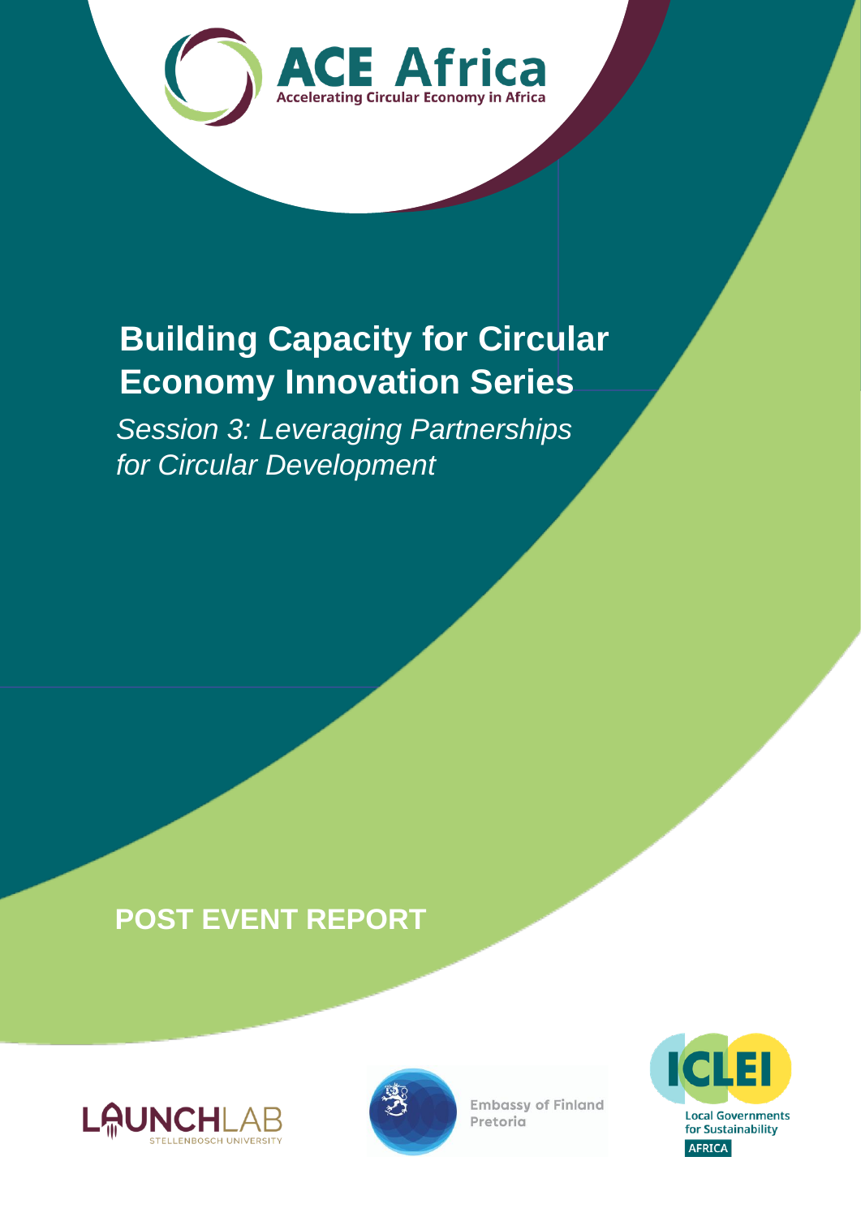ACE Africa

Accelerating Circular Economy in Africa

# Building Capacity for Circular Economy Innovation Series

*Session 3: Leveraging Partnerships for Circular Development*

## POST EVENT REPORT

LAUNCHLAB STELLENBOSCH UNIVERSITY

Embassy of Finland Pretoria

ICLEI Local Governments for Sustainability AFRICA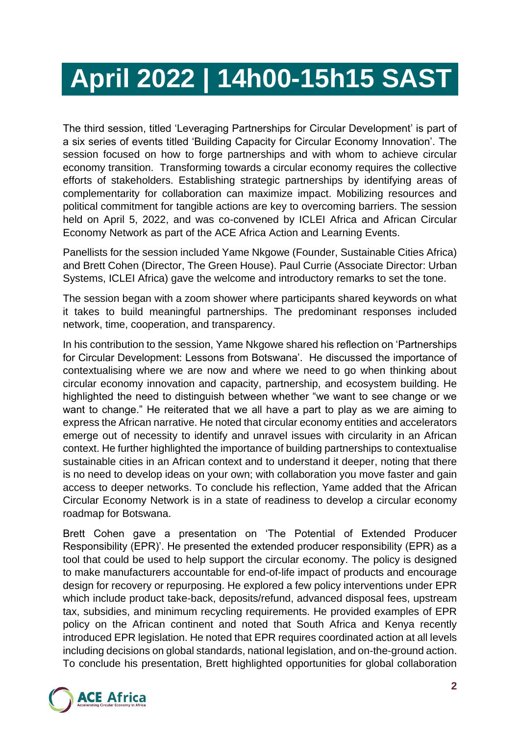# April 2022 | 14h00-15h15 SAST

The third session, titled 'Leveraging Partnerships for Circular Development' is part of a six series of events titled 'Building Capacity for Circular Economy Innovation'. The session focused on how to forge partnerships and with whom to achieve circular economy transition. Transforming towards a circular economy requires the collective efforts of stakeholders. Establishing strategic partnerships by identifying areas of complementarity for collaboration can maximize impact. Mobilizing resources and political commitment for tangible actions are key to overcoming barriers. The session held on April 5, 2022, and was co-convened by ICLEI Africa and African Circular Economy Network as part of the ACE Africa Action and Learning Events.

Panellists for the session included Yame Nkgowe (Founder, Sustainable Cities Africa) and Brett Cohen (Director, The Green House). Paul Currie (Associate Director: Urban Systems, ICLEI Africa) gave the welcome and introductory remarks to set the tone.

The session began with a zoom shower where participants shared keywords on what it takes to build meaningful partnerships. The predominant responses included network, time, cooperation, and transparency.

In his contribution to the session, Yame Nkgowe shared his reflection on 'Partnerships for Circular Development: Lessons from Botswana'. He discussed the importance of contextualising where we are now and where we need to go when thinking about circular economy innovation and capacity, partnership, and ecosystem building. He highlighted the need to distinguish between whether "we want to see change or we want to change." He reiterated that we all have a part to play as we are aiming to express the African narrative. He noted that circular economy entities and accelerators emerge out of necessity to identify and unravel issues with circularity in an African context. He further highlighted the importance of building partnerships to contextualise sustainable cities in an African context and to understand it deeper, noting that there is no need to develop ideas on your own; with collaboration you move faster and gain access to deeper networks. To conclude his reflection, Yame added that the African Circular Economy Network is in a state of readiness to develop a circular economy roadmap for Botswana.

Brett Cohen gave a presentation on 'The Potential of Extended Producer Responsibility (EPR)'. He presented the extended producer responsibility (EPR) as a tool that could be used to help support the circular economy. The policy is designed to make manufacturers accountable for end-of-life impact of products and encourage design for recovery or repurposing. He explored a few policy interventions under EPR which include product take-back, deposits/refund, advanced disposal fees, upstream tax, subsidies, and minimum recycling requirements. He provided examples of EPR policy on the African continent and noted that South Africa and Kenya recently introduced EPR legislation. He noted that EPR requires coordinated action at all levels including decisions on global standards, national legislation, and on-the-ground action. To conclude his presentation, Brett highlighted opportunities for global collaboration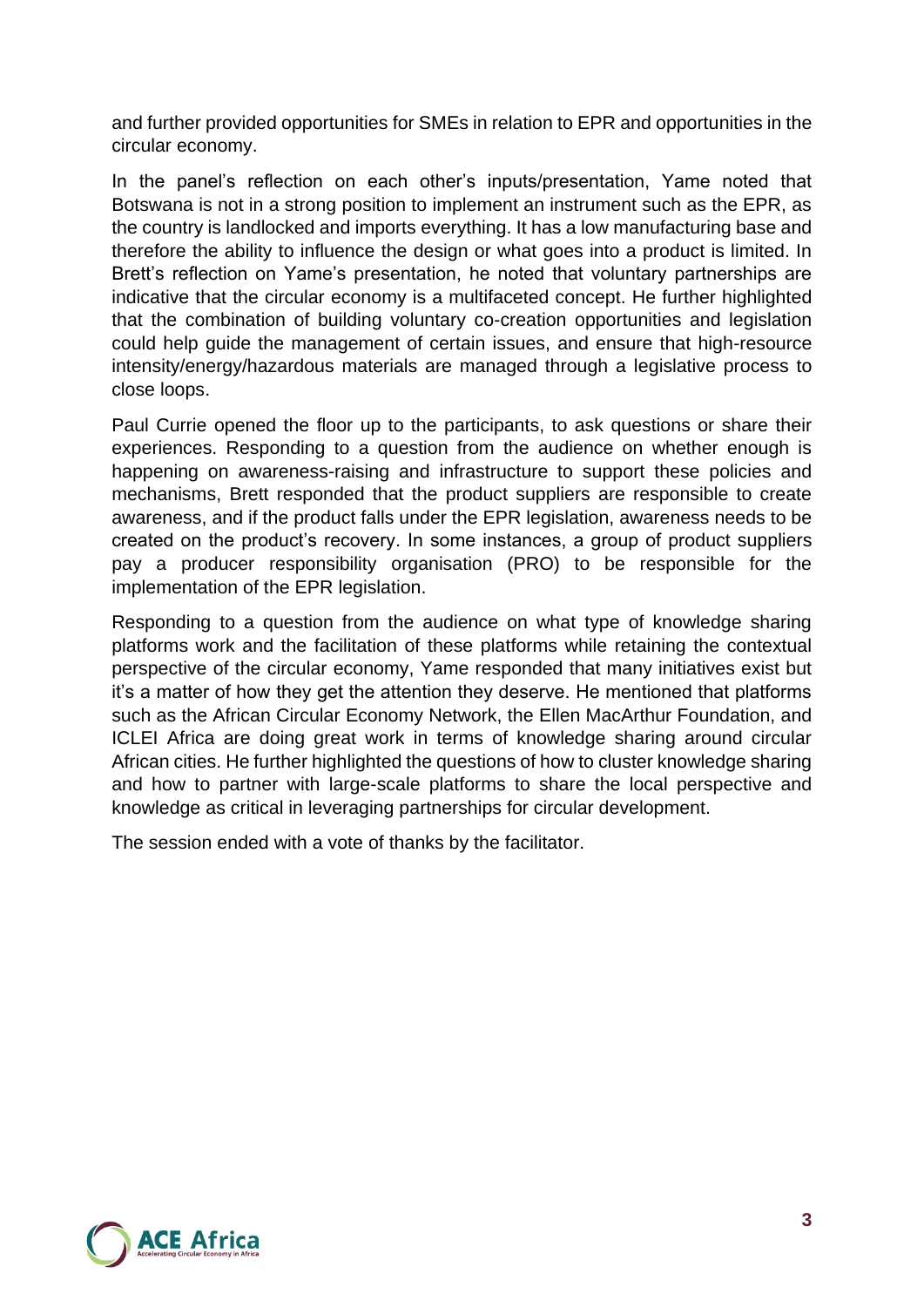and further provided opportunities for SMEs in relation to EPR and opportunities in the circular economy.

In the panel's reflection on each other's inputs/presentation, Yame noted that Botswana is not in a strong position to implement an instrument such as the EPR, as the country is landlocked and imports everything. It has a low manufacturing base and therefore the ability to influence the design or what goes into a product is limited. In Brett's reflection on Yame's presentation, he noted that voluntary partnerships are indicative that the circular economy is a multifaceted concept. He further highlighted that the combination of building voluntary co-creation opportunities and legislation could help guide the management of certain issues, and ensure that high-resource intensity/energy/hazardous materials are managed through a legislative process to close loops.

Paul Currie opened the floor up to the participants, to ask questions or share their experiences. Responding to a question from the audience on whether enough is happening on awareness-raising and infrastructure to support these policies and mechanisms, Brett responded that the product suppliers are responsible to create awareness, and if the product falls under the EPR legislation, awareness needs to be created on the product's recovery. In some instances, a group of product suppliers pay a producer responsibility organisation (PRO) to be responsible for the implementation of the EPR legislation.

Responding to a question from the audience on what type of knowledge sharing platforms work and the facilitation of these platforms while retaining the contextual perspective of the circular economy, Yame responded that many initiatives exist but it's a matter of how they get the attention they deserve. He mentioned that platforms such as the African Circular Economy Network, the Ellen MacArthur Foundation, and ICLEI Africa are doing great work in terms of knowledge sharing around circular African cities. He further highlighted the questions of how to cluster knowledge sharing and how to partner with large-scale platforms to share the local perspective and knowledge as critical in leveraging partnerships for circular development.

The session ended with a vote of thanks by the facilitator.